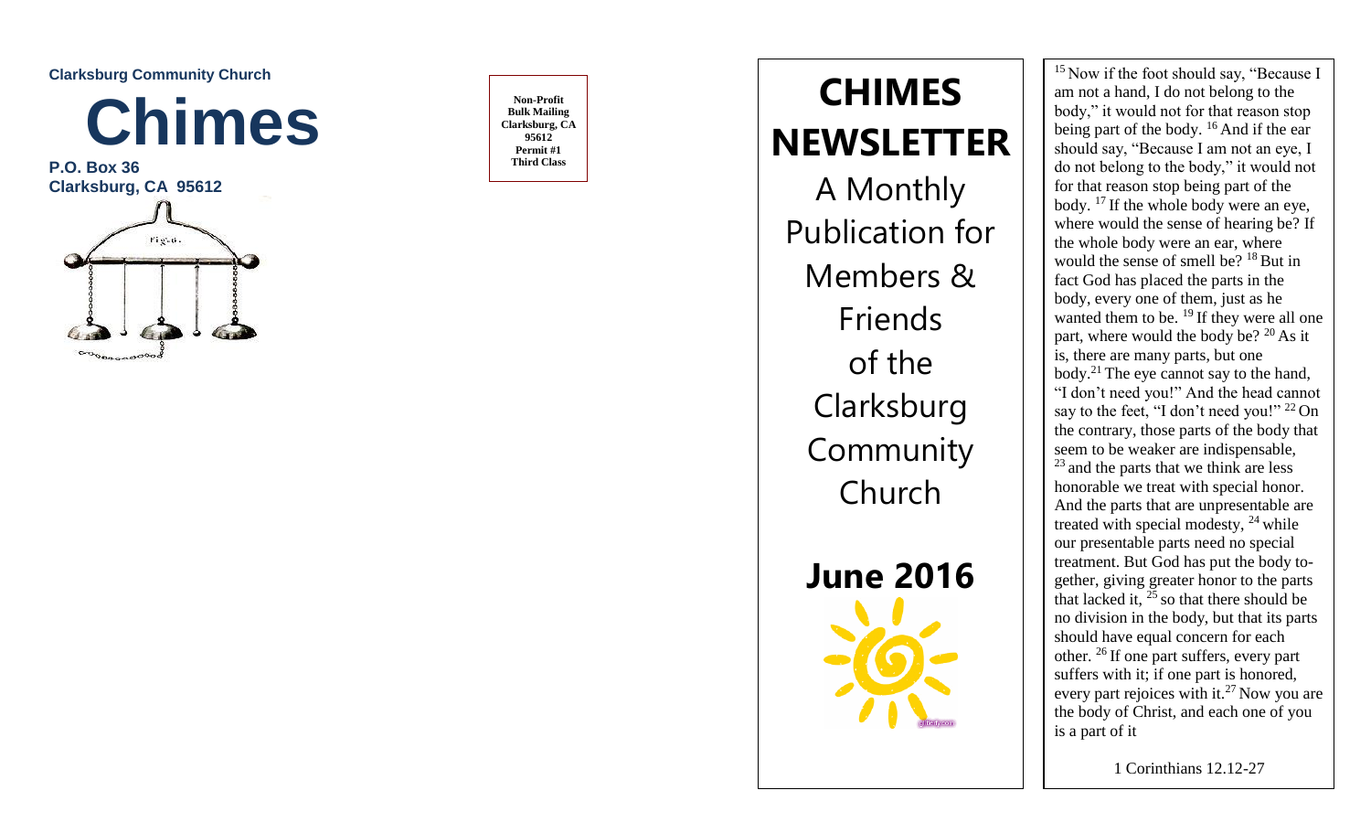**Clarksburg Community Church**

# Chimes

**P.O. Box 36**
**Clarksburg, CA 95612**

**Non-Profit**
**Bulk Mailing**
**Clarksburg, CA**
**95612**
**Permit #1**
**Third Class**

# CHIMES NEWSLETTER

A Monthly Publication for Members & Friends of the Clarksburg Community Church

## June 2016

[15] Now if the foot should say, "Because I am not a hand, I do not belong to the body," it would not for that reason stop being part of the body. [16] And if the ear should say, "Because I am not an eye, I do not belong to the body," it would not for that reason stop being part of the body. [17] If the whole body were an eye, where would the sense of hearing be? If the whole body were an ear, where would the sense of smell be? [18] But in fact God has placed the parts in the body, every one of them, just as he wanted them to be. [19] If they were all one part, where would the body be? [20] As it is, there are many parts, but one body.[21] The eye cannot say to the hand, "I don't need you!" And the head cannot say to the feet, "I don't need you!" [22] On the contrary, those parts of the body that seem to be weaker are indispensable, [23] and the parts that we think are less honorable we treat with special honor. And the parts that are unpresentable are treated with special modesty, [24] while our presentable parts need no special treatment. But God has put the body together, giving greater honor to the parts that lacked it, [25] so that there should be no division in the body, but that its parts should have equal concern for each other. [26] If one part suffers, every part suffers with it; if one part is honored, every part rejoices with it.[27] Now you are the body of Christ, and each one of you is a part of it

1 Corinthians 12.12-27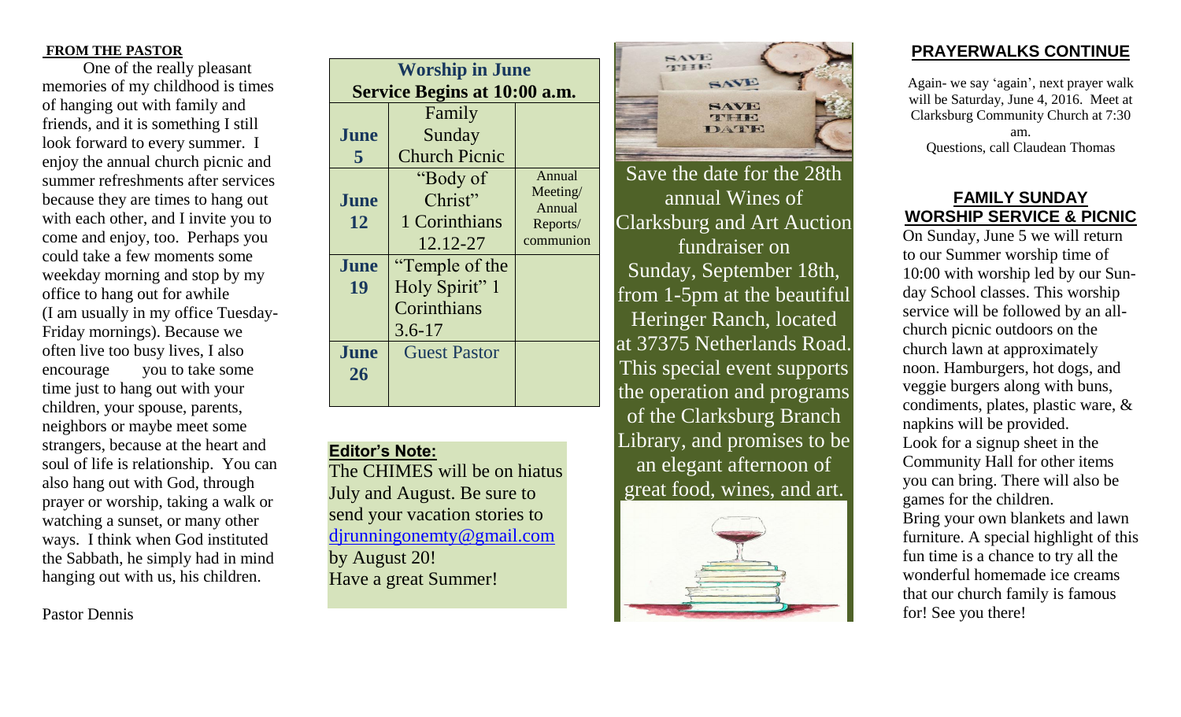## FROM THE PASTOR

One of the really pleasant memories of my childhood is times of hanging out with family and friends, and it is something I still look forward to every summer. I enjoy the annual church picnic and summer refreshments after services because they are times to hang out with each other, and I invite you to come and enjoy, too. Perhaps you could take a few moments some weekday morning and stop by my office to hang out for awhile (I am usually in my office Tuesday-Friday mornings). Because we often live too busy lives, I also encourage you to take some time just to hang out with your children, your spouse, parents, neighbors or maybe meet some strangers, because at the heart and soul of life is relationship. You can also hang out with God, through prayer or worship, taking a walk or watching a sunset, or many other ways. I think when God instituted the Sabbath, he simply had in mind hanging out with us, his children.

Pastor Dennis

| Worship in June Service Begins at 10:00 a.m. | | |
|---|---|---|
| June 5 | Family Sunday Church Picnic | |
| June 12 | "Body of Christ" 1 Corinthians 12.12-27 | Annual Meeting/ Annual Reports/ communion |
| June 19 | "Temple of the Holy Spirit" 1 Corinthians 3.6-17 | |
| June 26 | Guest Pastor | |

**Editor's Note:**
The CHIMES will be on hiatus July and August. Be sure to send your vacation stories to djrunningonemty@gmail.com by August 20!
Have a great Summer!

SAVE THE DATE

Save the date for the 28th annual Wines of Clarksburg and Art Auction fundraiser on Sunday, September 18th, from 1-5pm at the beautiful Heringer Ranch, located at 37375 Netherlands Road. This special event supports the operation and programs of the Clarksburg Branch Library, and promises to be an elegant afternoon of great food, wines, and art.

## PRAYERWALKS CONTINUE

Again- we say 'again', next prayer walk will be Saturday, June 4, 2016. Meet at Clarksburg Community Church at 7:30 am.
Questions, call Claudean Thomas

## FAMILY SUNDAY WORSHIP SERVICE & PICNIC

On Sunday, June 5 we will return to our Summer worship time of 10:00 with worship led by our Sunday School classes. This worship service will be followed by an all-church picnic outdoors on the church lawn at approximately noon. Hamburgers, hot dogs, and veggie burgers along with buns, condiments, plates, plastic ware, & napkins will be provided.
Look for a signup sheet in the Community Hall for other items you can bring. There will also be games for the children.
Bring your own blankets and lawn furniture. A special highlight of this fun time is a chance to try all the wonderful homemade ice creams that our church family is famous for! See you there!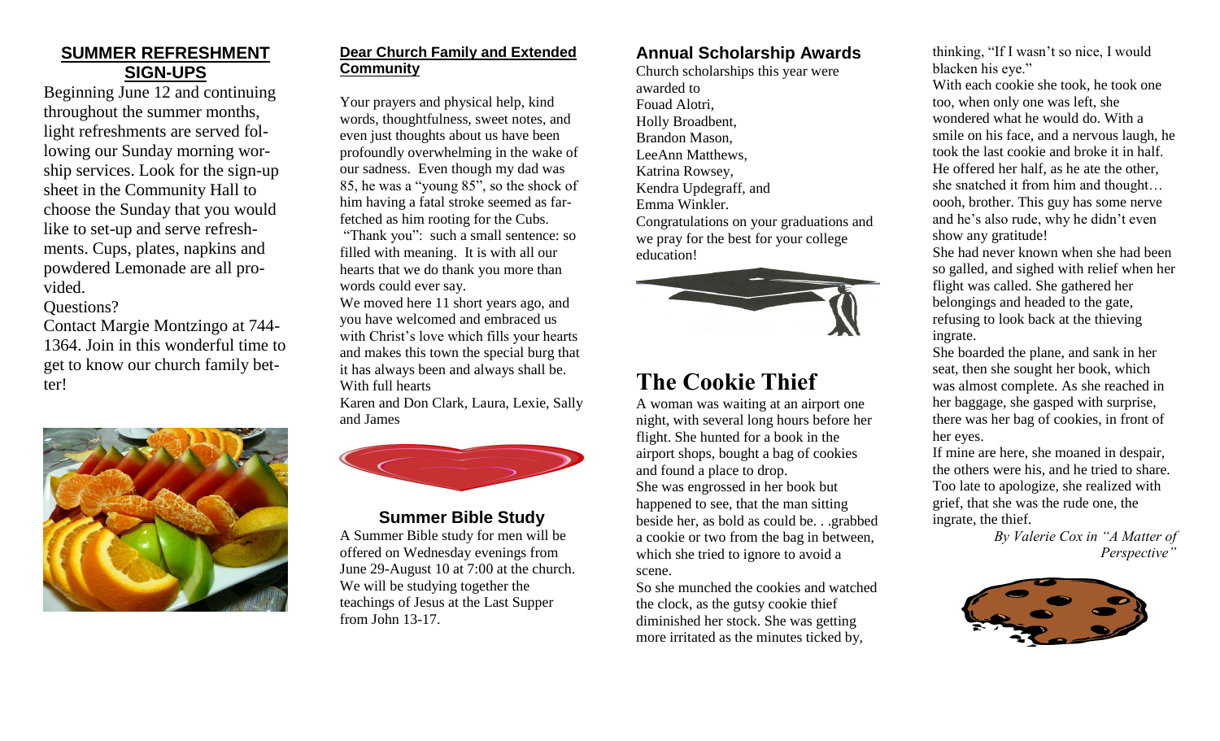## SUMMER REFRESHMENT SIGN-UPS

Beginning June 12 and continuing throughout the summer months, light refreshments are served following our Sunday morning worship services. Look for the sign-up sheet in the Community Hall to choose the Sunday that you would like to set-up and serve refreshments. Cups, plates, napkins and powdered Lemonade are all provided.

Questions?

Contact Margie Montzingo at 744-1364. Join in this wonderful time to get to know our church family better!

### Dear Church Family and Extended Community

Your prayers and physical help, kind words, thoughtfulness, sweet notes, and even just thoughts about us have been profoundly overwhelming in the wake of our sadness. Even though my dad was 85, he was a "young 85", so the shock of him having a fatal stroke seemed as far-fetched as him rooting for the Cubs.

"Thank you": such a small sentence: so filled with meaning. It is with all our hearts that we do thank you more than words could ever say.

We moved here 11 short years ago, and you have welcomed and embraced us with Christ's love which fills your hearts and makes this town the special burg that it has always been and always shall be.

With full hearts

Karen and Don Clark, Laura, Lexie, Sally and James

## Summer Bible Study

A Summer Bible study for men will be offered on Wednesday evenings from June 29-August 10 at 7:00 at the church. We will be studying together the teachings of Jesus at the Last Supper from John 13-17.

## Annual Scholarship Awards

Church scholarships this year were awarded to
Fouad Alotri,
Holly Broadbent,
Brandon Mason,
LeeAnn Matthews,
Katrina Rowsey,
Kendra Updegraff, and
Emma Winkler.

Congratulations on your graduations and we pray for the best for your college education!

# The Cookie Thief

A woman was waiting at an airport one night, with several long hours before her flight. She hunted for a book in the airport shops, bought a bag of cookies and found a place to drop.

She was engrossed in her book but happened to see, that the man sitting beside her, as bold as could be. . .grabbed a cookie or two from the bag in between, which she tried to ignore to avoid a scene.

So she munched the cookies and watched the clock, as the gutsy cookie thief diminished her stock. She was getting more irritated as the minutes ticked by, thinking, "If I wasn't so nice, I would blacken his eye."

With each cookie she took, he took one too, when only one was left, she wondered what he would do. With a smile on his face, and a nervous laugh, he took the last cookie and broke it in half. He offered her half, as he ate the other, she snatched it from him and thought… oooh, brother. This guy has some nerve and he's also rude, why he didn't even show any gratitude!

She had never known when she had been so galled, and sighed with relief when her flight was called. She gathered her belongings and headed to the gate, refusing to look back at the thieving ingrate.

She boarded the plane, and sank in her seat, then she sought her book, which was almost complete. As she reached in her baggage, she gasped with surprise, there was her bag of cookies, in front of her eyes.

If mine are here, she moaned in despair, the others were his, and he tried to share. Too late to apologize, she realized with grief, that she was the rude one, the ingrate, the thief.

*By Valerie Cox in "A Matter of Perspective"*